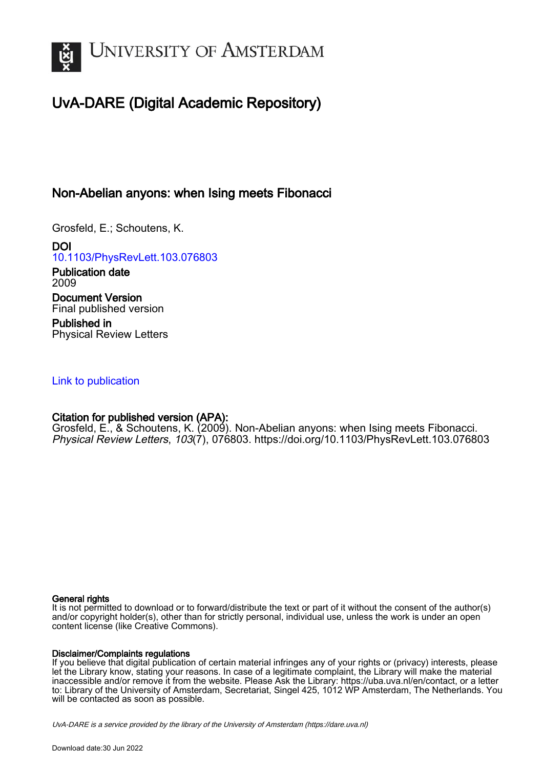# UNIVERSITY OF AMSTERDAM

## UvA-DARE (Digital Academic Repository)

### Non-Abelian anyons: when Ising meets Fibonacci

Grosfeld, E.; Schoutens, K.

**DOI**
10.1103/PhysRevLett.103.076803

**Publication date**
2009

**Document Version**
Final published version

**Published in**
Physical Review Letters

Link to publication

**Citation for published version (APA):**
Grosfeld, E., & Schoutens, K. (2009). Non-Abelian anyons: when Ising meets Fibonacci. *Physical Review Letters*, *103*(7), 076803. https://doi.org/10.1103/PhysRevLett.103.076803

**General rights**
It is not permitted to download or to forward/distribute the text or part of it without the consent of the author(s) and/or copyright holder(s), other than for strictly personal, individual use, unless the work is under an open content license (like Creative Commons).

**Disclaimer/Complaints regulations**
If you believe that digital publication of certain material infringes any of your rights or (privacy) interests, please let the Library know, stating your reasons. In case of a legitimate complaint, the Library will make the material inaccessible and/or remove it from the website. Please Ask the Library: https://uba.uva.nl/en/contact, or a letter to: Library of the University of Amsterdam, Secretariat, Singel 425, 1012 WP Amsterdam, The Netherlands. You will be contacted as soon as possible.

*UvA-DARE is a service provided by the library of the University of Amsterdam (https://dare.uva.nl)*

Download date:30 Jun 2022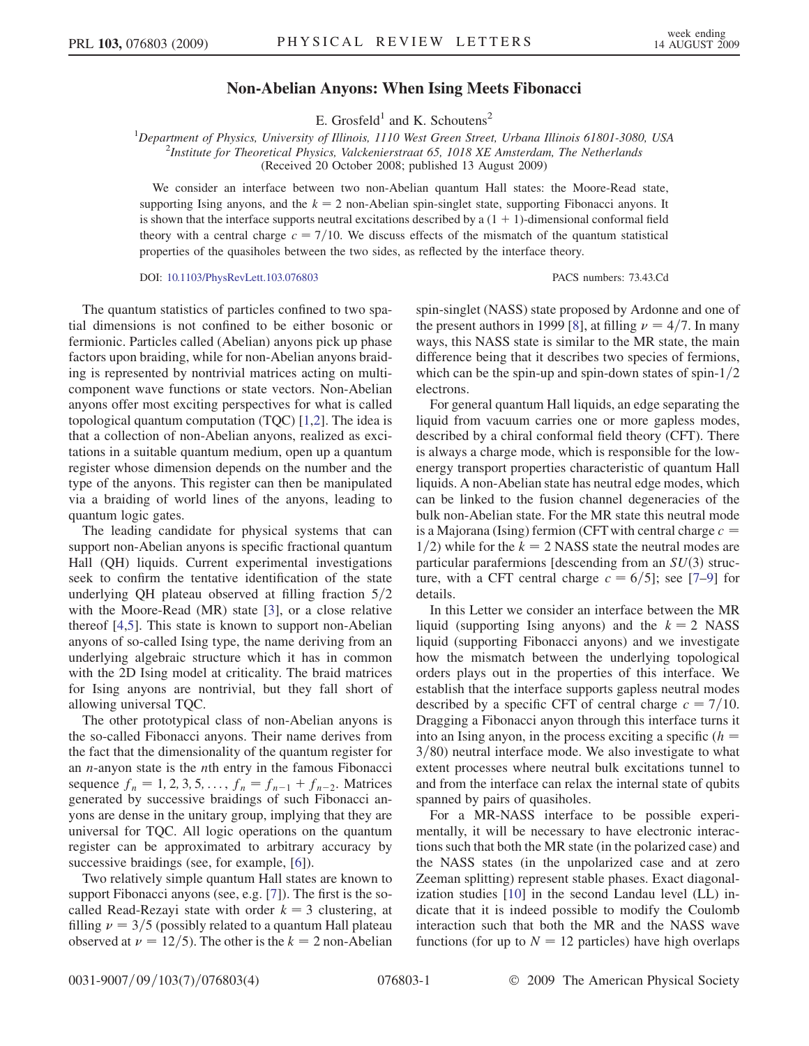# Non-Abelian Anyons: When Ising Meets Fibonacci

E. Grosfeld[1] and K. Schoutens[2]

[1]*Department of Physics, University of Illinois, 1110 West Green Street, Urbana Illinois 61801-3080, USA*
[2]*Institute for Theoretical Physics, Valckenierstraat 65, 1018 XE Amsterdam, The Netherlands*
(Received 20 October 2008; published 13 August 2009)

We consider an interface between two non-Abelian quantum Hall states: the Moore-Read state, supporting Ising anyons, and the $k = 2$ non-Abelian spin-singlet state, supporting Fibonacci anyons. It is shown that the interface supports neutral excitations described by a $(1 + 1)$-dimensional conformal field theory with a central charge $c = 7/10$. We discuss effects of the mismatch of the quantum statistical properties of the quasiholes between the two sides, as reflected by the interface theory.

DOI: 10.1103/PhysRevLett.103.076803 PACS numbers: 73.43.Cd

The quantum statistics of particles confined to two spatial dimensions is not confined to be either bosonic or fermionic. Particles called (Abelian) anyons pick up phase factors upon braiding, while for non-Abelian anyons braiding is represented by nontrivial matrices acting on multicomponent wave functions or state vectors. Non-Abelian anyons offer most exciting perspectives for what is called topological quantum computation (TQC) [1,2]. The idea is that a collection of non-Abelian anyons, realized as excitations in a suitable quantum medium, open up a quantum register whose dimension depends on the number and the type of the anyons. This register can then be manipulated via a braiding of world lines of the anyons, leading to quantum logic gates.

The leading candidate for physical systems that can support non-Abelian anyons is specific fractional quantum Hall (QH) liquids. Current experimental investigations seek to confirm the tentative identification of the state underlying QH plateau observed at filling fraction $5/2$ with the Moore-Read (MR) state [3], or a close relative thereof [4,5]. This state is known to support non-Abelian anyons of so-called Ising type, the name deriving from an underlying algebraic structure which it has in common with the 2D Ising model at criticality. The braid matrices for Ising anyons are nontrivial, but they fall short of allowing universal TQC.

The other prototypical class of non-Abelian anyons is the so-called Fibonacci anyons. Their name derives from the fact that the dimensionality of the quantum register for an $n$-anyon state is the $n$th entry in the famous Fibonacci sequence $f_n = 1, 2, 3, 5, \ldots, f_n = f_{n-1} + f_{n-2}$. Matrices generated by successive braidings of such Fibonacci anyons are dense in the unitary group, implying that they are universal for TQC. All logic operations on the quantum register can be approximated to arbitrary accuracy by successive braidings (see, for example, [6]).

Two relatively simple quantum Hall states are known to support Fibonacci anyons (see, e.g. [7]). The first is the so-called Read-Rezayi state with order $k = 3$ clustering, at filling $\nu = 3/5$ (possibly related to a quantum Hall plateau observed at $\nu = 12/5$). The other is the $k = 2$ non-Abelian spin-singlet (NASS) state proposed by Ardonne and one of the present authors in 1999 [8], at filling $\nu = 4/7$. In many ways, this NASS state is similar to the MR state, the main difference being that it describes two species of fermions, which can be the spin-up and spin-down states of spin-$1/2$ electrons.

For general quantum Hall liquids, an edge separating the liquid from vacuum carries one or more gapless modes, described by a chiral conformal field theory (CFT). There is always a charge mode, which is responsible for the low-energy transport properties characteristic of quantum Hall liquids. A non-Abelian state has neutral edge modes, which can be linked to the fusion channel degeneracies of the bulk non-Abelian state. For the MR state this neutral mode is a Majorana (Ising) fermion (CFT with central charge $c = 1/2$) while for the $k = 2$ NASS state the neutral modes are particular parafermions [descending from an $SU(3)$ structure, with a CFT central charge $c = 6/5$]; see [7–9] for details.

In this Letter we consider an interface between the MR liquid (supporting Ising anyons) and the $k = 2$ NASS liquid (supporting Fibonacci anyons) and we investigate how the mismatch between the underlying topological orders plays out in the properties of this interface. We establish that the interface supports gapless neutral modes described by a specific CFT of central charge $c = 7/10$. Dragging a Fibonacci anyon through this interface turns it into an Ising anyon, in the process exciting a specific ($h = 3/80$) neutral interface mode. We also investigate to what extent processes where neutral bulk excitations tunnel to and from the interface can relax the internal state of qubits spanned by pairs of quasiholes.

For a MR-NASS interface to be possible experimentally, it will be necessary to have electronic interactions such that both the MR state (in the polarized case) and the NASS states (in the unpolarized case and at zero Zeeman splitting) represent stable phases. Exact diagonalization studies [10] in the second Landau level (LL) indicate that it is indeed possible to modify the Coulomb interaction such that both the MR and the NASS wave functions (for up to $N = 12$ particles) have high overlaps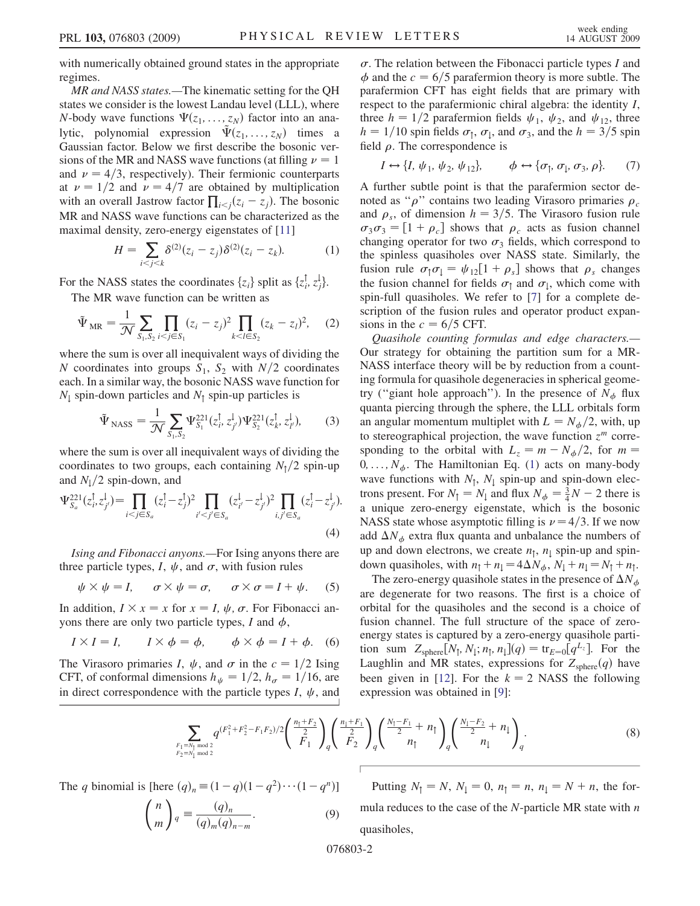with numerically obtained ground states in the appropriate regimes.

*MR and NASS states.*—The kinematic setting for the QH states we consider is the lowest Landau level (LLL), where $N$-body wave functions $\Psi(z_1, \ldots, z_N)$ factor into an analytic, polynomial expression $\tilde{\Psi}(z_1, \ldots, z_N)$ times a Gaussian factor. Below we first describe the bosonic versions of the MR and NASS wave functions (at filling $\nu = 1$ and $\nu = 4/3$, respectively). Their fermionic counterparts at $\nu = 1/2$ and $\nu = 4/7$ are obtained by multiplication with an overall Jastrow factor $\prod_{i<j}(z_i - z_j)$. The bosonic MR and NASS wave functions can be characterized as the maximal density, zero-energy eigenstates of [11]

$$H = \sum_{i<j<k} \delta^{(2)}(z_i - z_j)\delta^{(2)}(z_i - z_k). \tag{1}$$

For the NASS states the coordinates $\{z_i\}$ split as $\{z_i^{\uparrow}, z_j^{\downarrow}\}$.

The MR wave function can be written as

$$\tilde{\Psi}_{\rm MR} = \frac{1}{\mathcal{N}} \sum_{S_1,S_2} \prod_{i<j\in S_1} (z_i - z_j)^2 \prod_{k<l\in S_2} (z_k - z_l)^2, \tag{2}$$

where the sum is over all inequivalent ways of dividing the $N$ coordinates into groups $S_1$, $S_2$ with $N/2$ coordinates each. In a similar way, the bosonic NASS wave function for $N_\downarrow$ spin-down particles and $N_\uparrow$ spin-up particles is

$$\tilde{\Psi}_{\rm NASS} = \frac{1}{\mathcal{N}} \sum_{S_1,S_2} \Psi^{221}_{S_1}(z_i^{\uparrow}, z_{j'}^{\downarrow}) \Psi^{221}_{S_2}(z_k^{\uparrow}, z_{l'}^{\downarrow}), \tag{3}$$

where the sum is over all inequivalent ways of dividing the coordinates to two groups, each containing $N_\uparrow/2$ spin-up and $N_\downarrow/2$ spin-down, and

$$\Psi^{221}_{S_a}(z_i^{\uparrow}, z_{j'}^{\downarrow}) = \prod_{i<j\in S_a} (z_i^{\uparrow} - z_j^{\uparrow})^2 \prod_{i'<j'\in S_a} (z_{i'}^{\downarrow} - z_{j'}^{\downarrow})^2 \prod_{i,j'\in S_a} (z_i^{\uparrow} - z_{j'}^{\downarrow}). \tag{4}$$

*Ising and Fibonacci anyons.*—For Ising anyons there are three particle types, $I$, $\psi$, and $\sigma$, with fusion rules

$$\psi \times \psi = I, \qquad \sigma \times \psi = \sigma, \qquad \sigma \times \sigma = I + \psi. \tag{5}$$

In addition, $I \times x = x$ for $x = I, \psi, \sigma$. For Fibonacci anyons there are only two particle types, $I$ and $\phi$,

$$I \times I = I, \qquad I \times \phi = \phi, \qquad \phi \times \phi = I + \phi. \tag{6}$$

The Virasoro primaries $I$, $\psi$, and $\sigma$ in the $c = 1/2$ Ising CFT, of conformal dimensions $h_\psi = 1/2$, $h_\sigma = 1/16$, are in direct correspondence with the particle types $I$, $\psi$, and $\sigma$. The relation between the Fibonacci particle types $I$ and $\phi$ and the $c = 6/5$ parafermion theory is more subtle. The parafermion CFT has eight fields that are primary with respect to the parafermionic chiral algebra: the identity $I$, three $h = 1/2$ parafermion fields $\psi_1$, $\psi_2$, and $\psi_{12}$, three $h = 1/10$ spin fields $\sigma_\uparrow$, $\sigma_\downarrow$, and $\sigma_3$, and the $h = 3/5$ spin field $\rho$. The correspondence is

$$I \leftrightarrow \{I, \psi_1, \psi_2, \psi_{12}\}, \qquad \phi \leftrightarrow \{\sigma_\uparrow, \sigma_\downarrow, \sigma_3, \rho\}. \tag{7}$$

A further subtle point is that the parafermion sector denoted as "$\rho$" contains two leading Virasoro primaries $\rho_c$ and $\rho_s$, of dimension $h = 3/5$. The Virasoro fusion rule $\sigma_3\sigma_3 = [1 + \rho_c]$ shows that $\rho_c$ acts as fusion channel changing operator for two $\sigma_3$ fields, which correspond to the spinless quasiholes over NASS state. Similarly, the fusion rule $\sigma_\uparrow\sigma_\downarrow = \psi_{12}[1 + \rho_s]$ shows that $\rho_s$ changes the fusion channel for fields $\sigma_\uparrow$ and $\sigma_\downarrow$, which come with spin-full quasiholes. We refer to [7] for a complete description of the fusion rules and operator product expansions in the $c = 6/5$ CFT.

*Quasihole counting formulas and edge characters.*—Our strategy for obtaining the partition sum for a MR-NASS interface theory will be by reduction from a counting formula for quasihole degeneracies in spherical geometry ("giant hole approach"). In the presence of $N_\phi$ flux quanta piercing through the sphere, the LLL orbitals form an angular momentum multiplet with $L = N_\phi/2$, with, up to stereographical projection, the wave function $z^m$ corresponding to the orbital with $L_z = m - N_\phi/2$, for $m = 0, \ldots, N_\phi$. The Hamiltonian Eq. (1) acts on many-body wave functions with $N_\uparrow$, $N_\downarrow$ spin-up and spin-down electrons present. For $N_\uparrow = N_\downarrow$ and flux $N_\phi = \frac{3}{4}N - 2$ there is a unique zero-energy eigenstate, which is the bosonic NASS state whose asymptotic filling is $\nu = 4/3$. If we now add $\Delta N_\phi$ extra flux quanta and unbalance the numbers of up and down electrons, we create $n_\uparrow$, $n_\downarrow$ spin-up and spin-down quasiholes, with $n_\uparrow + n_\downarrow = 4\Delta N_\phi$, $N_\downarrow + n_\downarrow = N_\uparrow + n_\uparrow$.

The zero-energy quasihole states in the presence of $\Delta N_\phi$ are degenerate for two reasons. The first is a choice of orbital for the quasiholes and the second is a choice of fusion channel. The full structure of the space of zero-energy states is captured by a zero-energy quasihole partition sum $Z_{\rm sphere}[N_\uparrow, N_\downarrow; n_\uparrow, n_\downarrow](q) = {\rm tr}_{E=0}[q^{L_z}]$. For the Laughlin and MR states, expressions for $Z_{\rm sphere}(q)$ have been given in [12]. For the $k = 2$ NASS the following expression was obtained in [9]:

$$\sum_{\substack{F_1 = N_\uparrow \bmod 2 \\ F_2 = N_\downarrow \bmod 2}} q^{(F_1^2 + F_2^2 - F_1F_2)/2} \begin{pmatrix} \frac{n_\uparrow + F_2}{2} \\ F_1 \end{pmatrix}_q \begin{pmatrix} \frac{n_\downarrow + F_1}{2} \\ F_2 \end{pmatrix}_q \begin{pmatrix} \frac{N_\uparrow - F_1}{2} + n_\uparrow \\ n_\uparrow \end{pmatrix}_q \begin{pmatrix} \frac{N_\downarrow - F_2}{2} + n_\downarrow \\ n_\downarrow \end{pmatrix}_q. \tag{8}$$

The $q$ binomial is [here $(q)_n \equiv (1-q)(1-q^2)\cdots(1-q^n)$]

$$\begin{pmatrix} n \\ m \end{pmatrix}_q \equiv \frac{(q)_n}{(q)_m(q)_{n-m}}. \tag{9}$$

Putting $N_\uparrow = N$, $N_\downarrow = 0$, $n_\uparrow = n$, $n_\downarrow = N + n$, the formula reduces to the case of the $N$-particle MR state with $n$ quasiholes,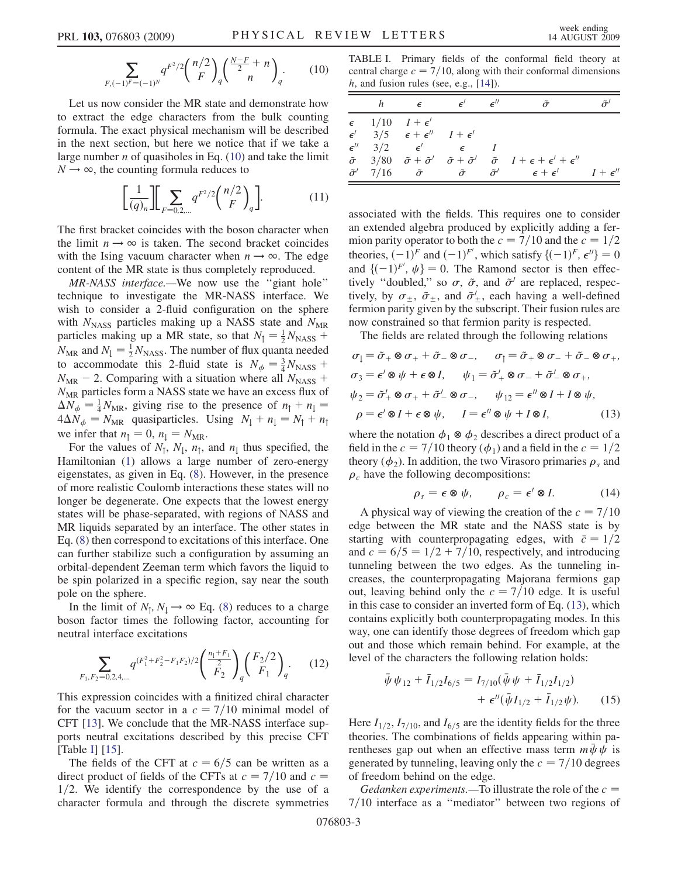$$\sum_{F,(-1)^F=(-1)^N} q^{F^2/2} \binom{n/2}{F}_q \binom{\frac{N-F}{2}+n}{n}_q. \quad (10)$$

Let us now consider the MR state and demonstrate how to extract the edge characters from the bulk counting formula. The exact physical mechanism will be described in the next section, but here we notice that if we take a large number $n$ of quasiholes in Eq. (10) and take the limit $N \to \infty$, the counting formula reduces to

$$\left[\frac{1}{(q)_n}\right]\left[\sum_{F=0,2,\ldots} q^{F^2/2} \binom{n/2}{F}_q\right]. \quad (11)$$

The first bracket coincides with the boson character when the limit $n \to \infty$ is taken. The second bracket coincides with the Ising vacuum character when $n \to \infty$. The edge content of the MR state is thus completely reproduced.

*MR-NASS interface.*—We now use the "giant hole" technique to investigate the MR-NASS interface. We wish to consider a 2-fluid configuration on the sphere with $N_{\text{NASS}}$ particles making up a NASS state and $N_{\text{MR}}$ particles making up a MR state, so that $N_\uparrow = \frac{1}{2}N_{\text{NASS}} + N_{\text{MR}}$ and $N_\downarrow = \frac{1}{2}N_{\text{NASS}}$. The number of flux quanta needed to accommodate this 2-fluid state is $N_\phi = \frac{3}{4}N_{\text{NASS}} + N_{\text{MR}} - 2$. Comparing with a situation where all $N_{\text{NASS}} + N_{\text{MR}}$ particles form a NASS state we have an excess flux of $\Delta N_\phi = \frac{1}{4}N_{\text{MR}}$, giving rise to the presence of $n_\uparrow + n_\downarrow = 4\Delta N_\phi = N_{\text{MR}}$ quasiparticles. Using $N_\downarrow + n_\downarrow = N_\uparrow + n_\uparrow$ we infer that $n_\uparrow = 0$, $n_\downarrow = N_{\text{MR}}$.

For the values of $N_\uparrow$, $N_\downarrow$, $n_\uparrow$, and $n_\downarrow$ thus specified, the Hamiltonian (1) allows a large number of zero-energy eigenstates, as given in Eq. (8). However, in the presence of more realistic Coulomb interactions these states will no longer be degenerate. One expects that the lowest energy states will be phase-separated, with regions of NASS and MR liquids separated by an interface. The other states in Eq. (8) then correspond to excitations of this interface. One can further stabilize such a configuration by assuming an orbital-dependent Zeeman term which favors the liquid to be spin polarized in a specific region, say near the south pole on the sphere.

In the limit of $N_\uparrow, N_\downarrow \to \infty$ Eq. (8) reduces to a charge boson factor times the following factor, accounting for neutral interface excitations

$$\sum_{F_1,F_2=0,2,4,\ldots} q^{(F_1^2+F_2^2-F_1F_2)/2} \binom{\frac{n_\downarrow+F_1}{2}}{F_2}_q \binom{F_2/2}{F_1}_q. \quad (12)$$

This expression coincides with a finitized chiral character for the vacuum sector in a $c = 7/10$ minimal model of CFT [13]. We conclude that the MR-NASS interface supports neutral excitations described by this precise CFT [Table I] [15].

The fields of the CFT at $c = 6/5$ can be written as a direct product of fields of the CFTs at $c = 7/10$ and $c = 1/2$. We identify the correspondence by the use of a character formula and through the discrete symmetries

TABLE I. Primary fields of the conformal field theory at central charge $c = 7/10$, along with their conformal dimensions $h$, and fusion rules (see, e.g., [14]).

| | $h$ | $\epsilon$ | $\epsilon'$ | $\epsilon''$ | $\tilde{\sigma}$ | $\tilde{\sigma}'$ |
|---|---|---|---|---|---|---|
| $\epsilon$ | $1/10$ | $I + \epsilon'$ | | | | |
| $\epsilon'$ | $3/5$ | $\epsilon + \epsilon''$ | $I + \epsilon'$ | | | |
| $\epsilon''$ | $3/2$ | $\epsilon'$ | $\epsilon$ | $I$ | | |
| $\tilde{\sigma}$ | $3/80$ | $\tilde{\sigma} + \tilde{\sigma}'$ | $\tilde{\sigma} + \tilde{\sigma}'$ | $\tilde{\sigma}$ | $I + \epsilon + \epsilon' + \epsilon''$ | |
| $\tilde{\sigma}'$ | $7/16$ | $\tilde{\sigma}$ | $\tilde{\sigma}$ | $\tilde{\sigma}'$ | $\epsilon + \epsilon'$ | $I + \epsilon''$ |

associated with the fields. This requires one to consider an extended algebra produced by explicitly adding a fermion parity operator to both the $c = 7/10$ and the $c = 1/2$ theories, $(-1)^F$ and $(-1)^{F'}$, which satisfy $\{(-1)^F, \epsilon''\} = 0$ and $\{(-1)^{F'}, \psi\} = 0$. The Ramond sector is then effectively "doubled," so $\sigma$, $\tilde{\sigma}$, and $\tilde{\sigma}'$ are replaced, respectively, by $\sigma_\pm$, $\tilde{\sigma}_\pm$, and $\tilde{\sigma}'_\pm$, each having a well-defined fermion parity given by the subscript. Their fusion rules are now constrained so that fermion parity is respected.

The fields are related through the following relations

$$\begin{aligned}
&\sigma_\downarrow = \tilde{\sigma}_+ \otimes \sigma_+ + \tilde{\sigma}_- \otimes \sigma_-, \quad \sigma_\uparrow = \tilde{\sigma}_+ \otimes \sigma_- + \tilde{\sigma}_- \otimes \sigma_+, \\
&\sigma_3 = \epsilon' \otimes \psi + \epsilon \otimes I, \quad \psi_1 = \tilde{\sigma}'_+ \otimes \sigma_- + \tilde{\sigma}'_- \otimes \sigma_+, \\
&\psi_2 = \tilde{\sigma}'_+ \otimes \sigma_+ + \tilde{\sigma}'_- \otimes \sigma_-, \quad \psi_{12} = \epsilon'' \otimes I + I \otimes \psi, \\
&\rho = \epsilon' \otimes I + \epsilon \otimes \psi, \quad I = \epsilon'' \otimes \psi + I \otimes I,
\end{aligned} \quad (13)$$

where the notation $\phi_1 \otimes \phi_2$ describes a direct product of a field in the $c = 7/10$ theory ($\phi_1$) and a field in the $c = 1/2$ theory ($\phi_2$). In addition, the two Virasoro primaries $\rho_s$ and $\rho_c$ have the following decompositions:

$$\rho_s = \epsilon \otimes \psi, \qquad \rho_c = \epsilon' \otimes I. \quad (14)$$

A physical way of viewing the creation of the $c = 7/10$ edge between the MR state and the NASS state is by starting with counterpropagating edges, with $\bar{c} = 1/2$ and $c = 6/5 = 1/2 + 7/10$, respectively, and introducing tunneling between the two edges. As the tunneling increases, the counterpropagating Majorana fermions gap out, leaving behind only the $c = 7/10$ edge. It is useful in this case to consider an inverted form of Eq. (13), which contains explicitly both counterpropagating modes. In this way, one can identify those degrees of freedom which gap out and those which remain behind. For example, at the level of the characters the following relation holds:

$$\begin{aligned}
\bar{\psi}\psi_{12} + \bar{I}_{1/2}I_{6/5} = {} & I_{7/10}(\bar{\psi}\psi + \bar{I}_{1/2}I_{1/2}) \\
& + \epsilon''(\bar{\psi}I_{1/2} + \bar{I}_{1/2}\psi).
\end{aligned} \quad (15)$$

Here $I_{1/2}$, $I_{7/10}$, and $I_{6/5}$ are the identity fields for the three theories. The combinations of fields appearing within parentheses gap out when an effective mass term $m\bar{\psi}\psi$ is generated by tunneling, leaving only the $c = 7/10$ degrees of freedom behind on the edge.

*Gedanken experiments.*—To illustrate the role of the $c = 7/10$ interface as a "mediator" between two regions of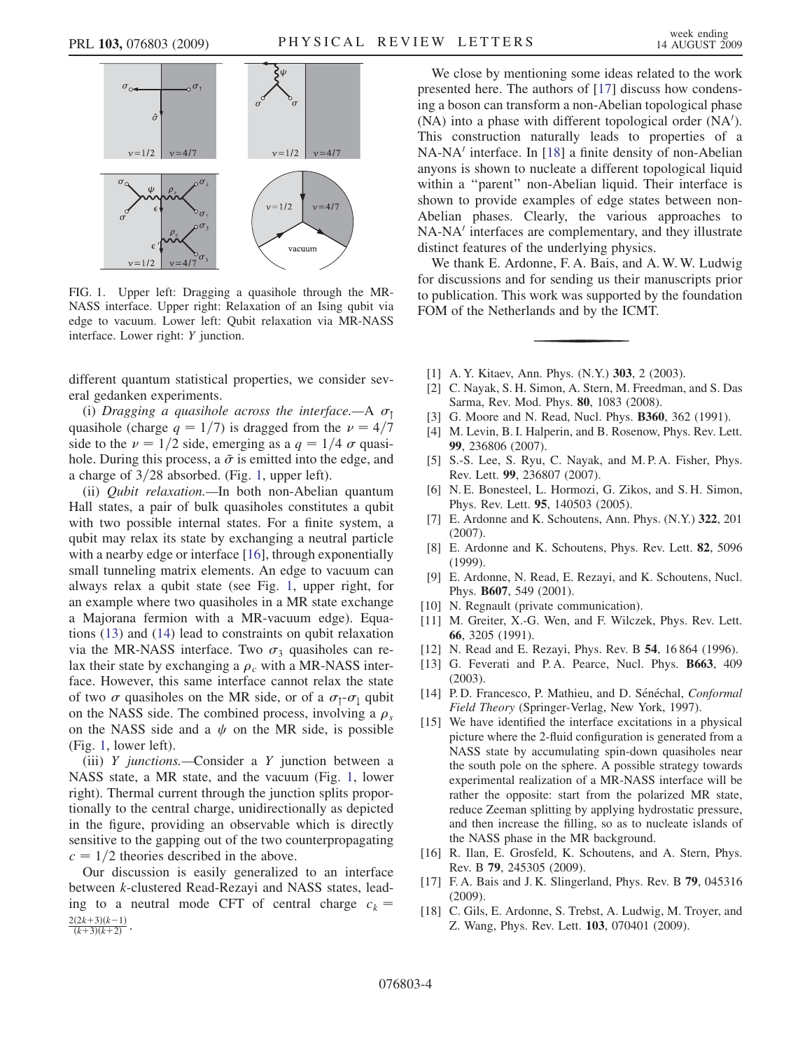FIG. 1. Upper left: Dragging a quasihole through the MR-NASS interface. Upper right: Relaxation of an Ising qubit via edge to vacuum. Lower left: Qubit relaxation via MR-NASS interface. Lower right: $Y$ junction.

different quantum statistical properties, we consider several gedanken experiments.

(i) *Dragging a quasihole across the interface.*—A $\sigma_\uparrow$ quasihole (charge $q = 1/7$) is dragged from the $\nu = 4/7$ side to the $\nu = 1/2$ side, emerging as a $q = 1/4$ $\sigma$ quasihole. During this process, a $\tilde{\sigma}$ is emitted into the edge, and a charge of $3/28$ absorbed. (Fig. 1, upper left).

(ii) *Qubit relaxation.*—In both non-Abelian quantum Hall states, a pair of bulk quasiholes constitutes a qubit with two possible internal states. For a finite system, a qubit may relax its state by exchanging a neutral particle with a nearby edge or interface [16], through exponentially small tunneling matrix elements. An edge to vacuum can always relax a qubit state (see Fig. 1, upper right, for an example where two quasiholes in a MR state exchange a Majorana fermion with a MR-vacuum edge). Equations (13) and (14) lead to constraints on qubit relaxation via the MR-NASS interface. Two $\sigma_3$ quasiholes can relax their state by exchanging a $\rho_c$ with a MR-NASS interface. However, this same interface cannot relax the state of two $\sigma$ quasiholes on the MR side, or of a $\sigma_\uparrow$-$\sigma_\downarrow$ qubit on the NASS side. The combined process, involving a $\rho_s$ on the NASS side and a $\psi$ on the MR side, is possible (Fig. 1, lower left).

(iii) *Y junctions.*—Consider a $Y$ junction between a NASS state, a MR state, and the vacuum (Fig. 1, lower right). Thermal current through the junction splits proportionally to the central charge, unidirectionally as depicted in the figure, providing an observable which is directly sensitive to the gapping out of the two counterpropagating $c = 1/2$ theories described in the above.

Our discussion is easily generalized to an interface between $k$-clustered Read-Rezayi and NASS states, leading to a neutral mode CFT of central charge $c_k = \frac{2(2k+3)(k-1)}{(k+3)(k+2)}$.

We close by mentioning some ideas related to the work presented here. The authors of [17] discuss how condensing a boson can transform a non-Abelian topological phase (NA) into a phase with different topological order (NA′). This construction naturally leads to properties of a NA-NA′ interface. In [18] a finite density of non-Abelian anyons is shown to nucleate a different topological liquid within a "parent" non-Abelian liquid. Their interface is shown to provide examples of edge states between non-Abelian phases. Clearly, the various approaches to NA-NA′ interfaces are complementary, and they illustrate distinct features of the underlying physics.

We thank E. Ardonne, F. A. Bais, and A. W. W. Ludwig for discussions and for sending us their manuscripts prior to publication. This work was supported by the foundation FOM of the Netherlands and by the ICMT.

---

[1] A. Y. Kitaev, Ann. Phys. (N.Y.) **303**, 2 (2003).

[2] C. Nayak, S. H. Simon, A. Stern, M. Freedman, and S. Das Sarma, Rev. Mod. Phys. **80**, 1083 (2008).

[3] G. Moore and N. Read, Nucl. Phys. **B360**, 362 (1991).

[4] M. Levin, B. I. Halperin, and B. Rosenow, Phys. Rev. Lett. **99**, 236806 (2007).

[5] S.-S. Lee, S. Ryu, C. Nayak, and M. P. A. Fisher, Phys. Rev. Lett. **99**, 236807 (2007).

[6] N. E. Bonesteel, L. Hormozi, G. Zikos, and S. H. Simon, Phys. Rev. Lett. **95**, 140503 (2005).

[7] E. Ardonne and K. Schoutens, Ann. Phys. (N.Y.) **322**, 201 (2007).

[8] E. Ardonne and K. Schoutens, Phys. Rev. Lett. **82**, 5096 (1999).

[9] E. Ardonne, N. Read, E. Rezayi, and K. Schoutens, Nucl. Phys. **B607**, 549 (2001).

[10] N. Regnault (private communication).

[11] M. Greiter, X.-G. Wen, and F. Wilczek, Phys. Rev. Lett. **66**, 3205 (1991).

[12] N. Read and E. Rezayi, Phys. Rev. B **54**, 16 864 (1996).

[13] G. Feverati and P. A. Pearce, Nucl. Phys. **B663**, 409 (2003).

[14] P. D. Francesco, P. Mathieu, and D. Sénéchal, *Conformal Field Theory* (Springer-Verlag, New York, 1997).

[15] We have identified the interface excitations in a physical picture where the 2-fluid configuration is generated from a NASS state by accumulating spin-down quasiholes near the south pole on the sphere. A possible strategy towards experimental realization of a MR-NASS interface will be rather the opposite: start from the polarized MR state, reduce Zeeman splitting by applying hydrostatic pressure, and then increase the filling, so as to nucleate islands of the NASS phase in the MR background.

[16] R. Ilan, E. Grosfeld, K. Schoutens, and A. Stern, Phys. Rev. B **79**, 245305 (2009).

[17] F. A. Bais and J. K. Slingerland, Phys. Rev. B **79**, 045316 (2009).

[18] C. Gils, E. Ardonne, S. Trebst, A. Ludwig, M. Troyer, and Z. Wang, Phys. Rev. Lett. **103**, 070401 (2009).